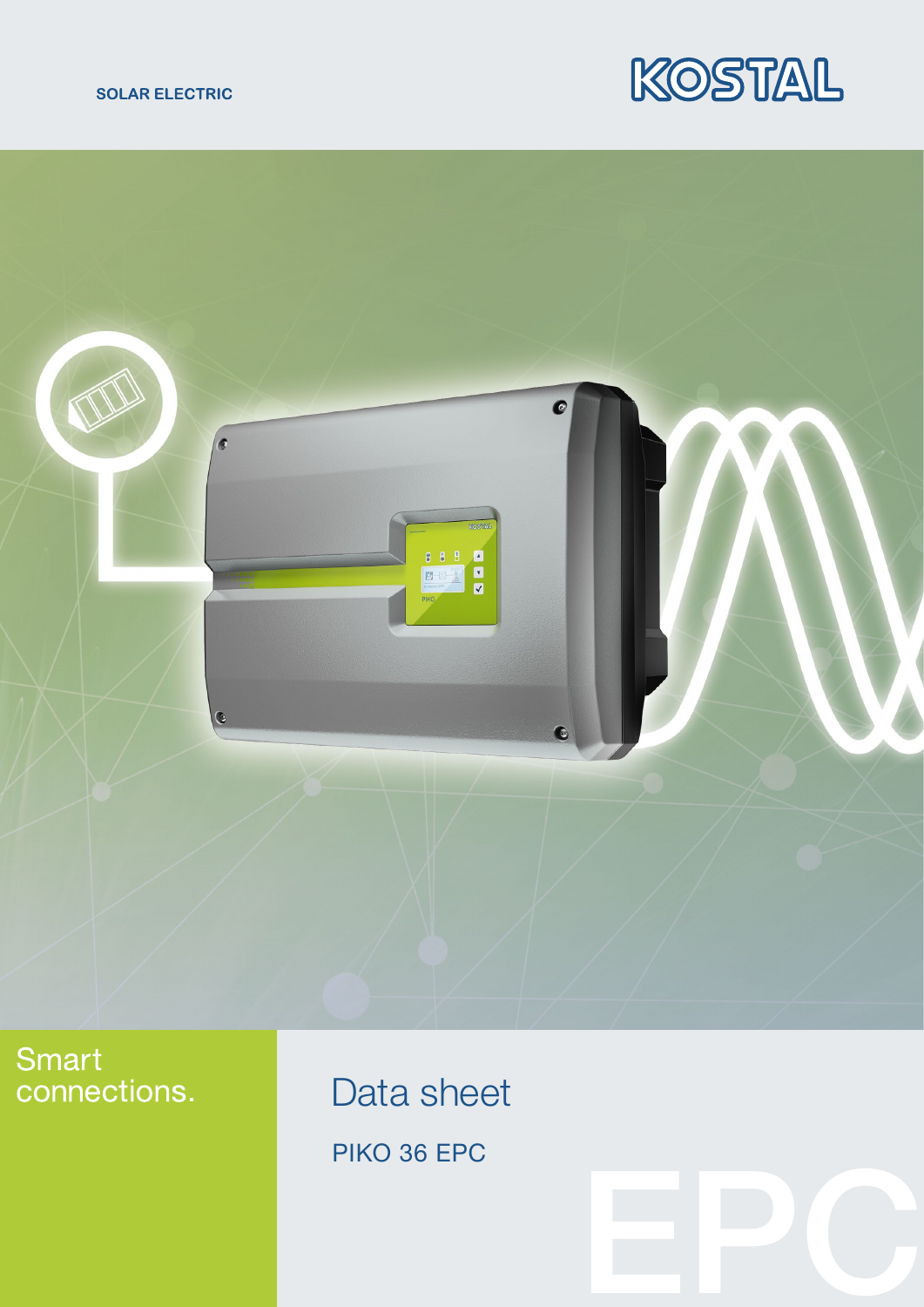SOLAR ELECTRIC

KOSTAL

Smart connections.

# Data sheet

PIKO 36 EPC

EPC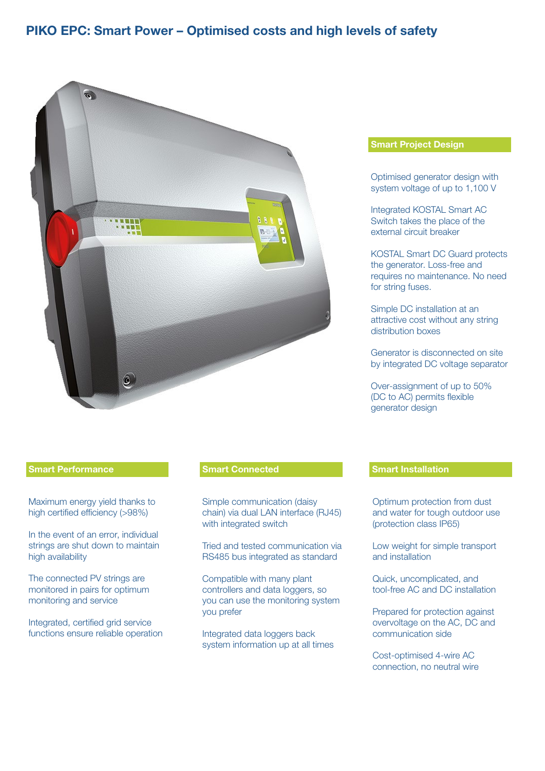# PIKO EPC: Smart Power – Optimised costs and high levels of safety

## Smart Project Design

Optimised generator design with system voltage of up to 1,100 V

Integrated KOSTAL Smart AC Switch takes the place of the external circuit breaker

KOSTAL Smart DC Guard protects the generator. Loss-free and requires no maintenance. No need for string fuses.

Simple DC installation at an attractive cost without any string distribution boxes

Generator is disconnected on site by integrated DC voltage separator

Over-assignment of up to 50% (DC to AC) permits flexible generator design

## Smart Performance

Maximum energy yield thanks to high certified efficiency (>98%)

In the event of an error, individual strings are shut down to maintain high availability

The connected PV strings are monitored in pairs for optimum monitoring and service

Integrated, certified grid service functions ensure reliable operation

## Smart Connected

Simple communication (daisy chain) via dual LAN interface (RJ45) with integrated switch

Tried and tested communication via RS485 bus integrated as standard

Compatible with many plant controllers and data loggers, so you can use the monitoring system you prefer

Integrated data loggers back system information up at all times

## Smart Installation

Optimum protection from dust and water for tough outdoor use (protection class IP65)

Low weight for simple transport and installation

Quick, uncomplicated, and tool-free AC and DC installation

Prepared for protection against overvoltage on the AC, DC and communication side

Cost-optimised 4-wire AC connection, no neutral wire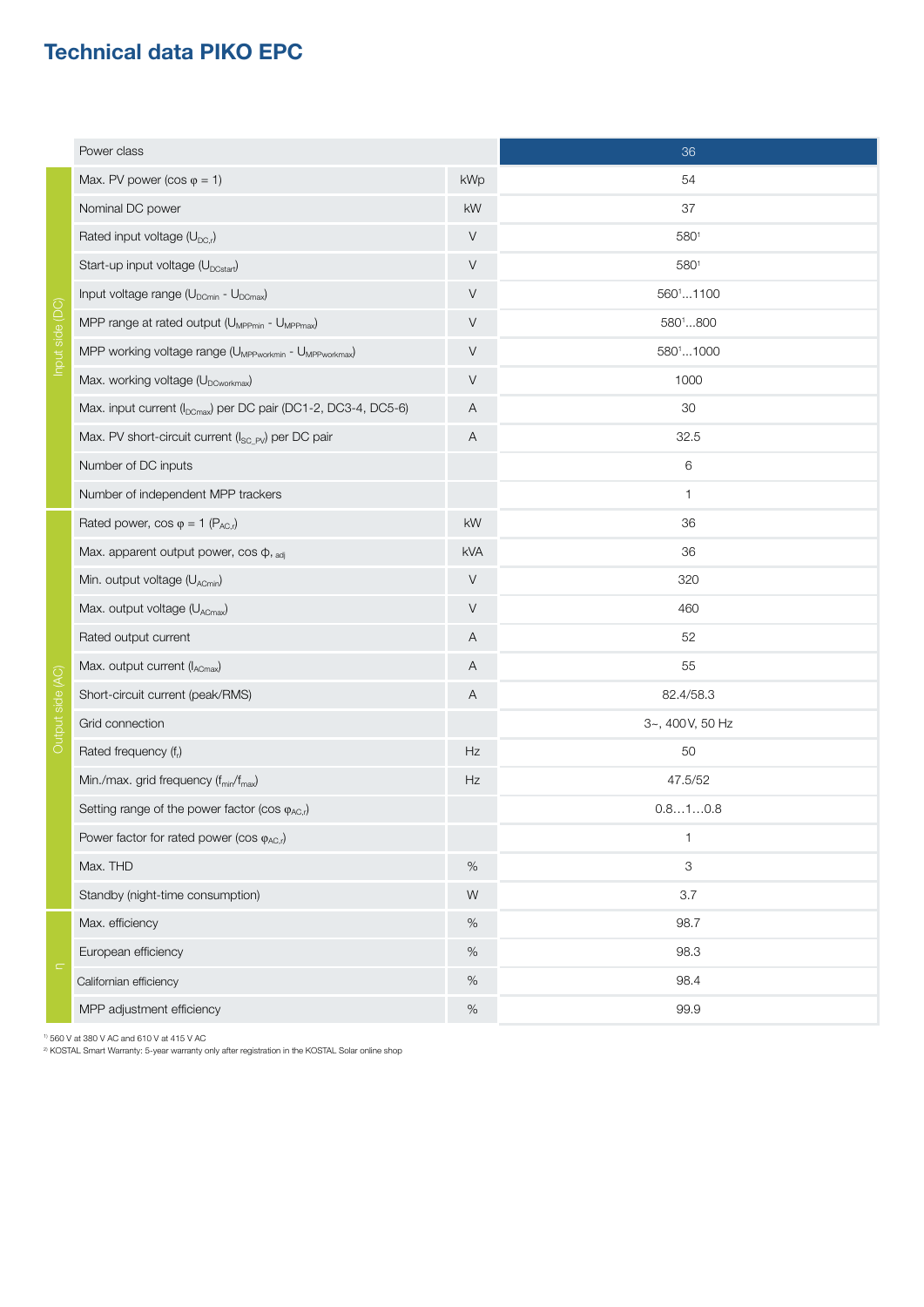# Technical data PIKO EPC

| | Power class | | 36 |
|---|---|---|---|
| Input side (DC) | Max. PV power ($\cos \varphi = 1$) | kWp | 54 |
| | Nominal DC power | kW | 37 |
| | Rated input voltage ($U_{DC,r}$) | V | 580[1] |
| | Start-up input voltage ($U_{DCstart}$) | V | 580[1] |
| | Input voltage range ($U_{DCmin}$ - $U_{DCmax}$) | V | 560[1]...1100 |
| | MPP range at rated output ($U_{MPPmin}$ - $U_{MPPmax}$) | V | 580[1]...800 |
| | MPP working voltage range ($U_{MPPworkmin}$ - $U_{MPPworkmax}$) | V | 580[1]...1000 |
| | Max. working voltage ($U_{DCworkmax}$) | V | 1000 |
| | Max. input current ($I_{DCmax}$) per DC pair (DC1-2, DC3-4, DC5-6) | A | 30 |
| | Max. PV short-circuit current ($I_{SC\_PV}$) per DC pair | A | 32.5 |
| | Number of DC inputs | | 6 |
| | Number of independent MPP trackers | | 1 |
| Output side (AC) | Rated power, $\cos \varphi = 1$ ($P_{AC,r}$) | kW | 36 |
| | Max. apparent output power, $\cos \phi_{, adj}$ | kVA | 36 |
| | Min. output voltage ($U_{ACmin}$) | V | 320 |
| | Max. output voltage ($U_{ACmax}$) | V | 460 |
| | Rated output current | A | 52 |
| | Max. output current ($I_{ACmax}$) | A | 55 |
| | Short-circuit current (peak/RMS) | A | 82.4/58.3 |
| | Grid connection | | 3~, 400 V, 50 Hz |
| | Rated frequency ($f_r$) | Hz | 50 |
| | Min./max. grid frequency ($f_{min}$/$f_{max}$) | Hz | 47.5/52 |
| | Setting range of the power factor ($\cos \varphi_{AC,r}$) | | 0.8…1…0.8 |
| | Power factor for rated power ($\cos \varphi_{AC,r}$) | | 1 |
| | Max. THD | % | 3 |
| | Standby (night-time consumption) | W | 3.7 |
| η | Max. efficiency | % | 98.7 |
| | European efficiency | % | 98.3 |
| | Californian efficiency | % | 98.4 |
| | MPP adjustment efficiency | % | 99.9 |

[1] 560 V at 380 V AC and 610 V at 415 V AC
[2] KOSTAL Smart Warranty: 5-year warranty only after registration in the KOSTAL Solar online shop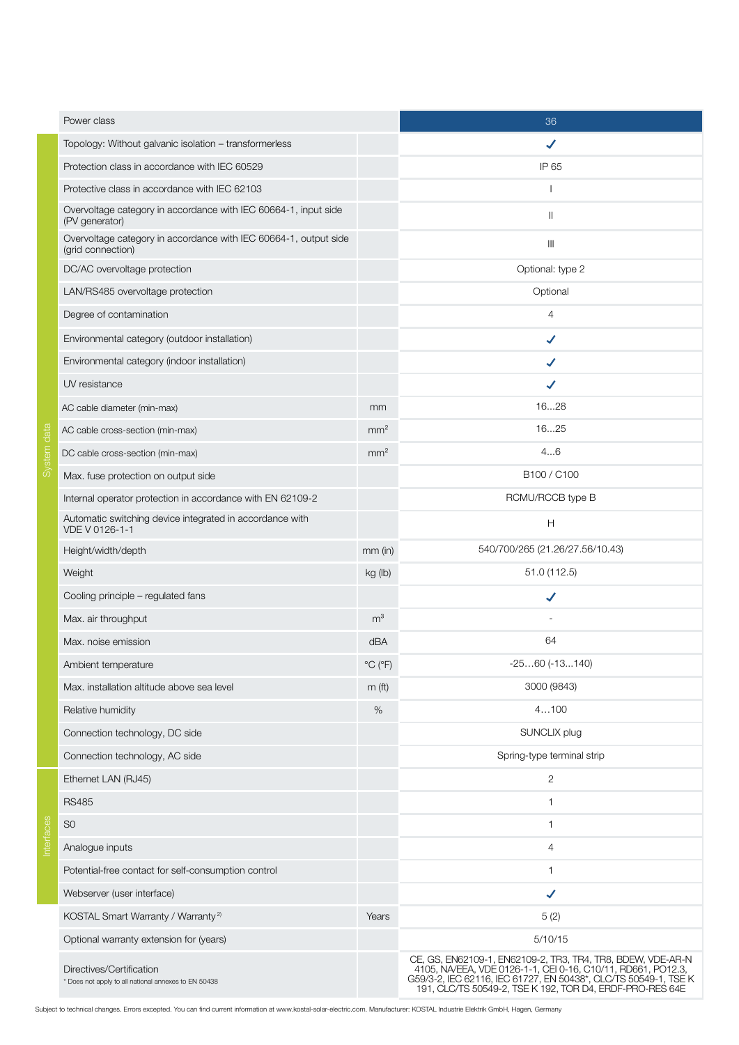| | Power class | | 36 |
|---|---|---|---|
| System data | Topology: Without galvanic isolation – transformerless | | ✓ |
| | Protection class in accordance with IEC 60529 | | IP 65 |
| | Protective class in accordance with IEC 62103 | | I |
| | Overvoltage category in accordance with IEC 60664-1, input side (PV generator) | | II |
| | Overvoltage category in accordance with IEC 60664-1, output side (grid connection) | | III |
| | DC/AC overvoltage protection | | Optional: type 2 |
| | LAN/RS485 overvoltage protection | | Optional |
| | Degree of contamination | | 4 |
| | Environmental category (outdoor installation) | | ✓ |
| | Environmental category (indoor installation) | | ✓ |
| | UV resistance | | ✓ |
| | AC cable diameter (min-max) | mm | 16...28 |
| | AC cable cross-section (min-max) | mm² | 16...25 |
| | DC cable cross-section (min-max) | mm² | 4...6 |
| | Max. fuse protection on output side | | B100 / C100 |
| | Internal operator protection in accordance with EN 62109-2 | | RCMU/RCCB type B |
| | Automatic switching device integrated in accordance with VDE V 0126-1-1 | | H |
| | Height/width/depth | mm (in) | 540/700/265 (21.26/27.56/10.43) |
| | Weight | kg (lb) | 51.0 (112.5) |
| | Cooling principle – regulated fans | | ✓ |
| | Max. air throughput | m³ | - |
| | Max. noise emission | dBA | 64 |
| | Ambient temperature | °C (°F) | -25…60 (-13...140) |
| | Max. installation altitude above sea level | m (ft) | 3000 (9843) |
| | Relative humidity | % | 4…100 |
| | Connection technology, DC side | | SUNCLIX plug |
| | Connection technology, AC side | | Spring-type terminal strip |
| Interfaces | Ethernet LAN (RJ45) | | 2 |
| | RS485 | | 1 |
| | S0 | | 1 |
| | Analogue inputs | | 4 |
| | Potential-free contact for self-consumption control | | 1 |
| | Webserver (user interface) | | ✓ |
| | KOSTAL Smart Warranty / Warranty [2)] | Years | 5 (2) |
| | Optional warranty extension for (years) | | 5/10/15 |
| | Directives/Certification<br>* Does not apply to all national annexes to EN 50438 | | CE, GS, EN62109-1, EN62109-2, TR3, TR4, TR8, BDEW, VDE-AR-N 4105, NA/EEA, VDE 0126-1-1, CEI 0-16, C10/11, RD661, PO12.3, G59/3-2, IEC 62116, IEC 61727, EN 50438*, CLC/TS 50549-1, TSE K 191, CLC/TS 50549-2, TSE K 192, TOR D4, ERDF-PRO-RES 64E |

Subject to technical changes. Errors excepted. You can find current information at www.kostal-solar-electric.com. Manufacturer: KOSTAL Industrie Elektrik GmbH, Hagen, Germany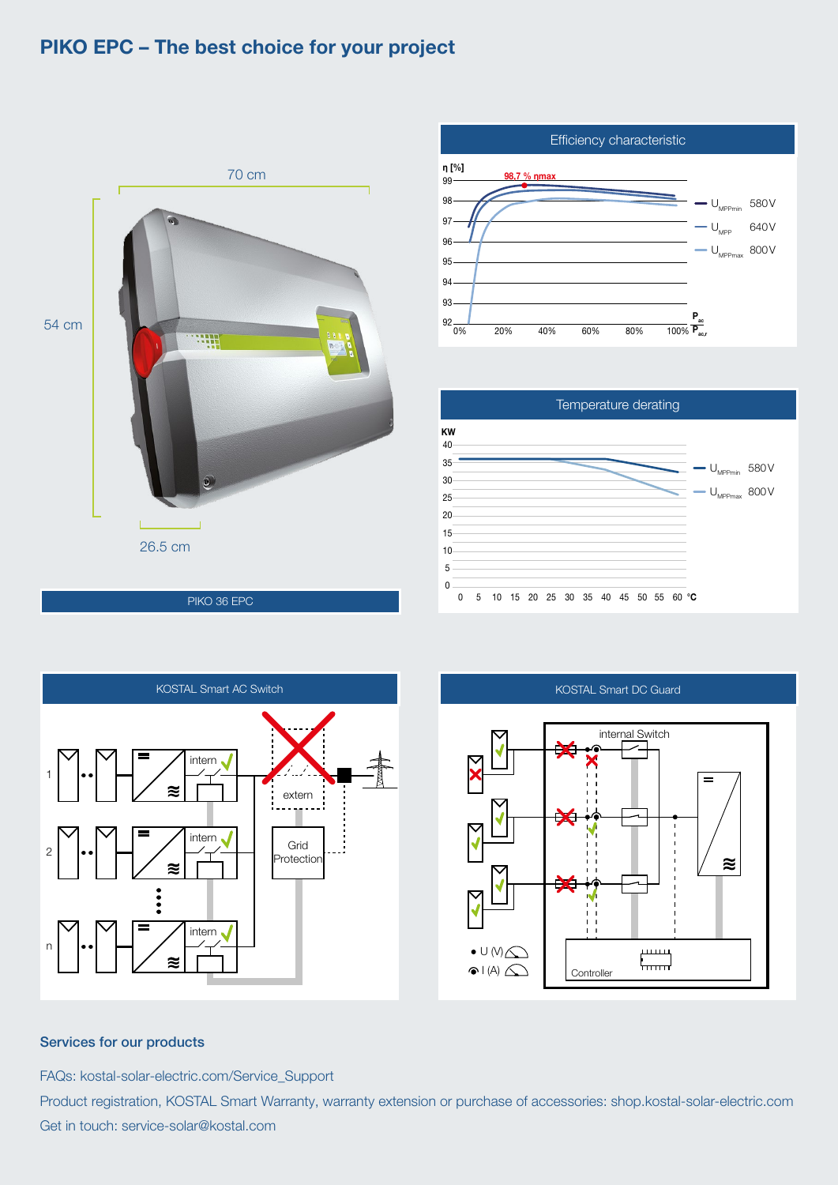# PIKO EPC – The best choice for your project

70 cm

54 cm

26.5 cm

PIKO 36 EPC

Efficiency characteristic

η [%]

98.7 % ηmax

— $U_{MPPmin}$ 580 V
— $U_{MPP}$ 640 V
— $U_{MPPmax}$ 800 V

$P_{ac}$ / $P_{ac,r}$

Temperature derating

KW

— $U_{MPPmin}$ 580 V
— $U_{MPPmax}$ 800 V

°C

KOSTAL Smart AC Switch

intern

extern

Grid Protection

KOSTAL Smart DC Guard

internal Switch

U (V)

I (A)

Controller

## Services for our products

FAQs: kostal-solar-electric.com/Service_Support

Product registration, KOSTAL Smart Warranty, warranty extension or purchase of accessories: shop.kostal-solar-electric.com

Get in touch: service-solar@kostal.com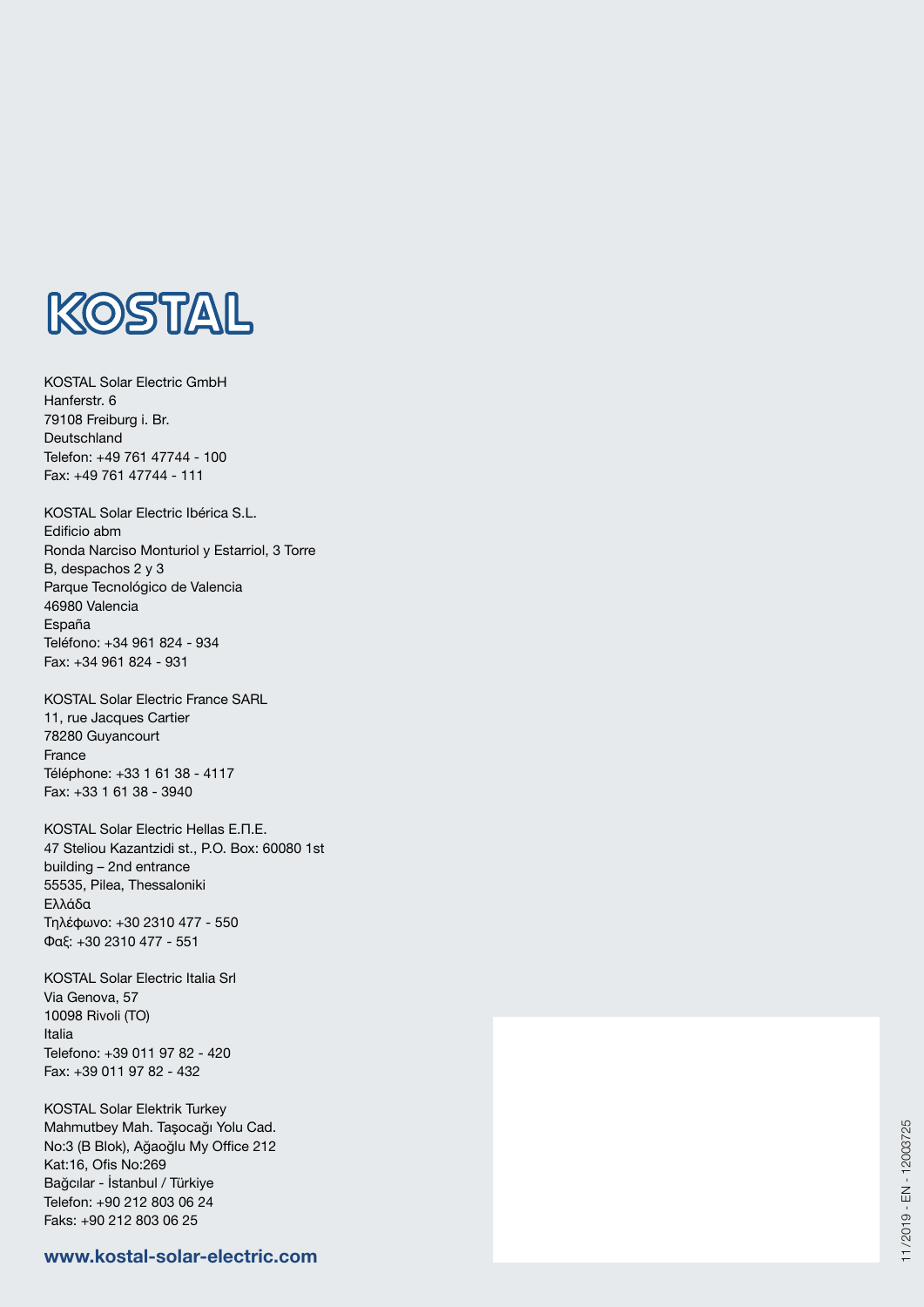KOSTAL

KOSTAL Solar Electric GmbH
Hanferstr. 6
79108 Freiburg i. Br.
Deutschland
Telefon: +49 761 47744 - 100
Fax: +49 761 47744 - 111

KOSTAL Solar Electric Ibérica S.L.
Edificio abm
Ronda Narciso Monturiol y Estarriol, 3 Torre
B, despachos 2 y 3
Parque Tecnológico de Valencia
46980 Valencia
España
Teléfono: +34 961 824 - 934
Fax: +34 961 824 - 931

KOSTAL Solar Electric France SARL
11, rue Jacques Cartier
78280 Guyancourt
France
Téléphone: +33 1 61 38 - 4117
Fax: +33 1 61 38 - 3940

KOSTAL Solar Electric Hellas Ε.Π.Ε.
47 Steliou Kazantzidi st., P.O. Box: 60080 1st
building – 2nd entrance
55535, Pilea, Thessaloniki
Ελλάδα
Τηλέφωνο: +30 2310 477 - 550
Φαξ: +30 2310 477 - 551

KOSTAL Solar Electric Italia Srl
Via Genova, 57
10098 Rivoli (TO)
Italia
Telefono: +39 011 97 82 - 420
Fax: +39 011 97 82 - 432

KOSTAL Solar Elektrik Turkey
Mahmutbey Mah. Taşocağı Yolu Cad.
No:3 (B Blok), Ağaoğlu My Office 212
Kat:16, Ofis No:269
Bağcılar - İstanbul / Türkiye
Telefon: +90 212 803 06 24
Faks: +90 212 803 06 25

**www.kostal-solar-electric.com**

11/2019 - EN - 12003725